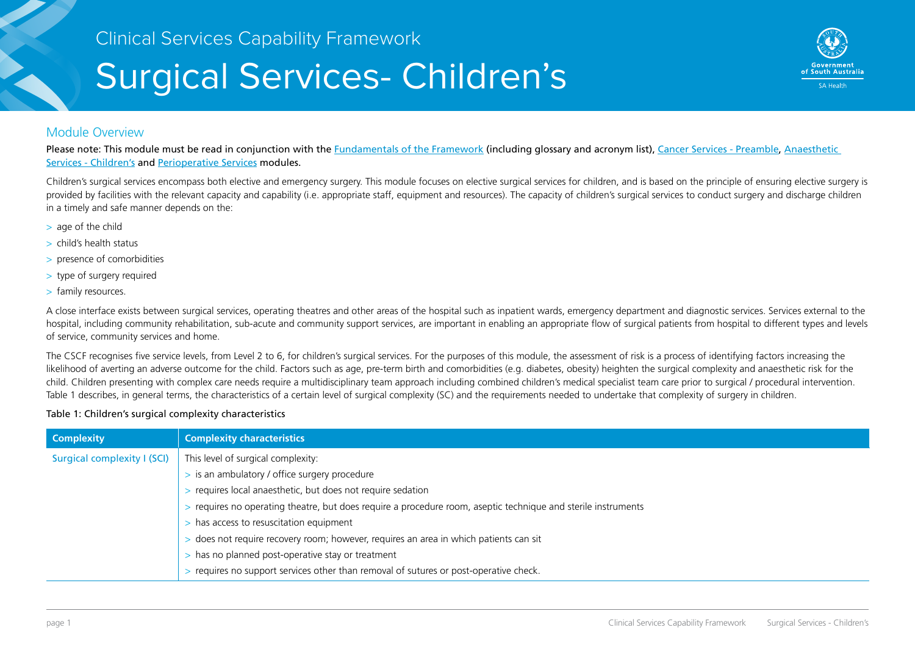Clinical Services Capability Framework

# Surgical Services- Children's

## Module Overview

**Please note: This module must be read in conjunction with the Fundamentals of the Framework (including glossary and acronym list), Cancer Services - Preamble, Anaesthetic Services - Children's and Perioperative Services modules.**

Children's surgical services encompass both elective and emergency surgery. This module focuses on elective surgical services for children, and is based on the principle of ensuring elective surgery is provided by facilities with the relevant capacity and capability (i.e. appropriate staff, equipment and resources). The capacity of children's surgical services to conduct surgery and discharge children in a timely and safe manner depends on the:

- age of the child
- child's health status
- presence of comorbidities
- type of surgery required
- family resources.

A close interface exists between surgical services, operating theatres and other areas of the hospital such as inpatient wards, emergency department and diagnostic services. Services external to the hospital, including community rehabilitation, sub-acute and community support services, are important in enabling an appropriate flow of surgical patients from hospital to different types and levels of service, community services and home.

The CSCF recognises five service levels, from Level 2 to 6, for children's surgical services. For the purposes of this module, the assessment of risk is a process of identifying factors increasing the likelihood of averting an adverse outcome for the child. Factors such as age, pre-term birth and comorbidities (e.g. diabetes, obesity) heighten the surgical complexity and anaesthetic risk for the child. Children presenting with complex care needs require a multidisciplinary team approach including combined children's medical specialist team care prior to surgical / procedural intervention. Table 1 describes, in general terms, the characteristics of a certain level of surgical complexity (SC) and the requirements needed to undertake that complexity of surgery in children.

Table 1: Children's surgical complexity characteristics

| Complexity | Complexity characteristics |
| --- | --- |
| Surgical complexity I (SCI) | This level of surgical complexity:<br>> is an ambulatory / office surgery procedure<br>> requires local anaesthetic, but does not require sedation<br>> requires no operating theatre, but does require a procedure room, aseptic technique and sterile instruments<br>> has access to resuscitation equipment<br>> does not require recovery room; however, requires an area in which patients can sit<br>> has no planned post-operative stay or treatment<br>> requires no support services other than removal of sutures or post-operative check. |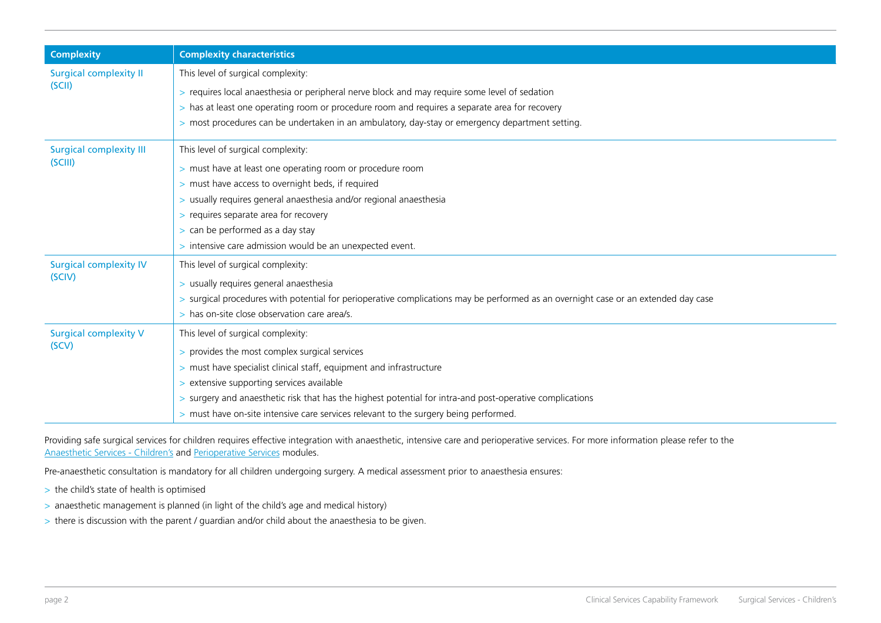| Complexity | Complexity characteristics |
|---|---|
| Surgical complexity II (SCII) | This level of surgical complexity:<br>> requires local anaesthesia or peripheral nerve block and may require some level of sedation<br>> has at least one operating room or procedure room and requires a separate area for recovery<br>> most procedures can be undertaken in an ambulatory, day-stay or emergency department setting. |
| Surgical complexity III (SCIII) | This level of surgical complexity:<br>> must have at least one operating room or procedure room<br>> must have access to overnight beds, if required<br>> usually requires general anaesthesia and/or regional anaesthesia<br>> requires separate area for recovery<br>> can be performed as a day stay<br>> intensive care admission would be an unexpected event. |
| Surgical complexity IV (SCIV) | This level of surgical complexity:<br>> usually requires general anaesthesia<br>> surgical procedures with potential for perioperative complications may be performed as an overnight case or an extended day case<br>> has on-site close observation care area/s. |
| Surgical complexity V (SCV) | This level of surgical complexity:<br>> provides the most complex surgical services<br>> must have specialist clinical staff, equipment and infrastructure<br>> extensive supporting services available<br>> surgery and anaesthetic risk that has the highest potential for intra-and post-operative complications<br>> must have on-site intensive care services relevant to the surgery being performed. |

Providing safe surgical services for children requires effective integration with anaesthetic, intensive care and perioperative services. For more information please refer to the Anaesthetic Services - Children's and Perioperative Services modules.

Pre-anaesthetic consultation is mandatory for all children undergoing surgery. A medical assessment prior to anaesthesia ensures:

- the child's state of health is optimised
- anaesthetic management is planned (in light of the child's age and medical history)
- there is discussion with the parent / guardian and/or child about the anaesthesia to be given.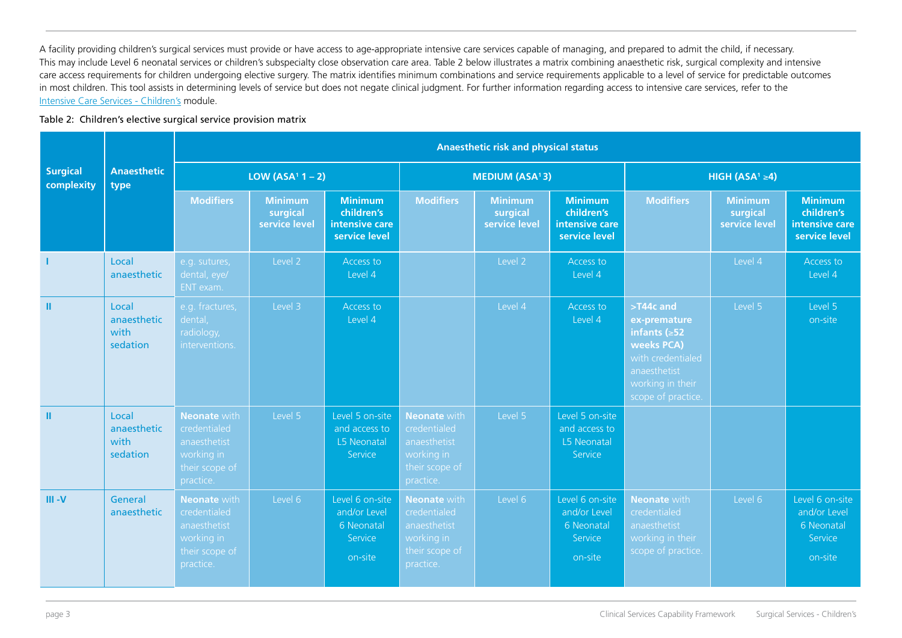A facility providing children's surgical services must provide or have access to age-appropriate intensive care services capable of managing, and prepared to admit the child, if necessary. This may include Level 6 neonatal services or children's subspecialty close observation care area. Table 2 below illustrates a matrix combining anaesthetic risk, surgical complexity and intensive care access requirements for children undergoing elective surgery. The matrix identifies minimum combinations and service requirements applicable to a level of service for predictable outcomes in most children. This tool assists in determining levels of service but does not negate clinical judgment. For further information regarding access to intensive care services, refer to the Intensive Care Services - Children's module.

Table 2: Children's elective surgical service provision matrix

| Surgical complexity | Anaesthetic type | Anaesthetic risk and physical status | | | | | | | | |
|---|---|---|---|---|---|---|---|---|---|---|
| | | LOW (ASA[1] 1 – 2) | | | MEDIUM (ASA[1] 3) | | | HIGH (ASA[1] ≥4) | | |
| | | Modifiers | Minimum surgical service level | Minimum children's intensive care service level | Modifiers | Minimum surgical service level | Minimum children's intensive care service level | Modifiers | Minimum surgical service level | Minimum children's intensive care service level |
| I | Local anaesthetic | e.g. sutures, dental, eye/ ENT exam. | Level 2 | Access to Level 4 | | Level 2 | Access to Level 4 | | Level 4 | Access to Level 4 |
| II | Local anaesthetic with sedation | e.g. fractures, dental, radiology, interventions. | Level 3 | Access to Level 4 | | Level 4 | Access to Level 4 | **>T44c and ex-premature infants (≥52 weeks PCA)** with credentialed anaesthetist working in their scope of practice. | Level 5 | Level 5 on-site |
| II | Local anaesthetic with sedation | **Neonate** with credentialed anaesthetist working in their scope of practice. | Level 5 | Level 5 on-site and access to L5 Neonatal Service | **Neonate** with credentialed anaesthetist working in their scope of practice. | Level 5 | Level 5 on-site and access to L5 Neonatal Service | | | |
| III -V | General anaesthetic | **Neonate** with credentialed anaesthetist working in their scope of practice. | Level 6 | Level 6 on-site and/or Level 6 Neonatal Service on-site | **Neonate** with credentialed anaesthetist working in their scope of practice. | Level 6 | Level 6 on-site and/or Level 6 Neonatal Service on-site | **Neonate** with credentialed anaesthetist working in their scope of practice. | Level 6 | Level 6 on-site and/or Level 6 Neonatal Service on-site |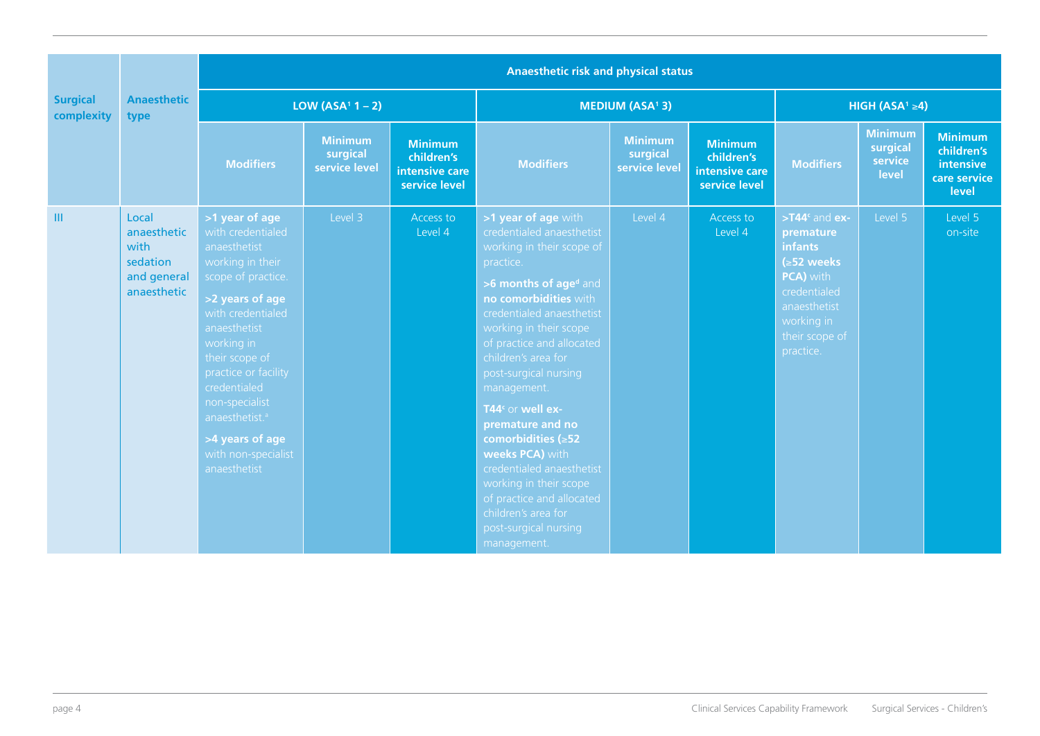| Surgical complexity | Anaesthetic type | Anaesthetic risk and physical status | | | | | | | | |
|---|---|---|---|---|---|---|---|---|---|---|
| | | LOW (ASA[1] 1 – 2) | | | MEDIUM (ASA[1] 3) | | | HIGH (ASA[1] ≥4) | | |
| | | Modifiers | Minimum surgical service level | Minimum children's intensive care service level | Modifiers | Minimum surgical service level | Minimum children's intensive care service level | Modifiers | Minimum surgical service level | Minimum children's intensive care service level |
| III | Local anaesthetic with sedation and general anaesthetic | **>1 year of age** with credentialed anaesthetist working in their scope of practice.<br>**>2 years of age** with credentialed anaesthetist working in their scope of practice or facility credentialed non-specialist anaesthetist.[a]<br>**>4 years of age** with non-specialist anaesthetist | Level 3 | Access to Level 4 | **>1 year of age** with credentialed anaesthetist working in their scope of practice.<br>**>6 months of age[d]** and **no comorbidities** with credentialed anaesthetist working in their scope of practice and allocated children's area for post-surgical nursing management.<br>**T44[c]** or **well ex-premature and no comorbidities (≥52 weeks PCA)** with credentialed anaesthetist working in their scope of practice and allocated children's area for post-surgical nursing management. | Level 4 | Access to Level 4 | **>T44[c]** and **ex-premature infants (≥52 weeks PCA)** with credentialed anaesthetist working in their scope of practice. | Level 5 | Level 5 on-site |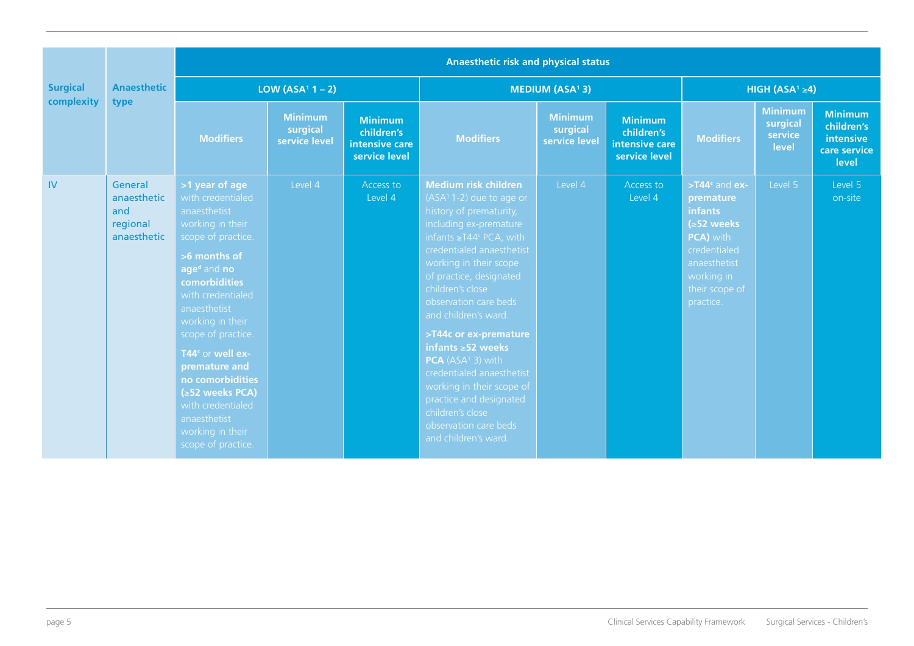| Surgical complexity | Anaesthetic type | Anaesthetic risk and physical status | | | | | | | | |
|---|---|---|---|---|---|---|---|---|---|---|
| | | LOW (ASA[1] 1 – 2) | | | MEDIUM (ASA[1] 3) | | | HIGH (ASA[1] ≥4) | | |
| | | Modifiers | Minimum surgical service level | Minimum children's intensive care service level | Modifiers | Minimum surgical service level | Minimum children's intensive care service level | Modifiers | Minimum surgical service level | Minimum children's intensive care service level |
| IV | General anaesthetic and regional anaesthetic | **>1 year of age** with credentialed anaesthetist working in their scope of practice. **>6 months of age**[d] and **no comorbidities** with credentialed anaesthetist working in their scope of practice. **T44**[c] or **well ex-premature and no comorbidities (≥52 weeks PCA)** with credentialed anaesthetist working in their scope of practice. | Level 4 | Access to Level 4 | **Medium risk children** (ASA[1] 1-2) due to age or history of prematurity, including ex-premature infants ≥T44[c] PCA, with credentialed anaesthetist working in their scope of practice, designated children's close observation care beds and children's ward. **>T44c or ex-premature infants ≥52 weeks PCA** (ASA[1] 3) with credentialed anaesthetist working in their scope of practice and designated children's close observation care beds and children's ward. | Level 4 | Access to Level 4 | **>T44**[c] and **ex-premature infants (≥52 weeks PCA)** with credentialed anaesthetist working in their scope of practice. | Level 5 | Level 5 on-site |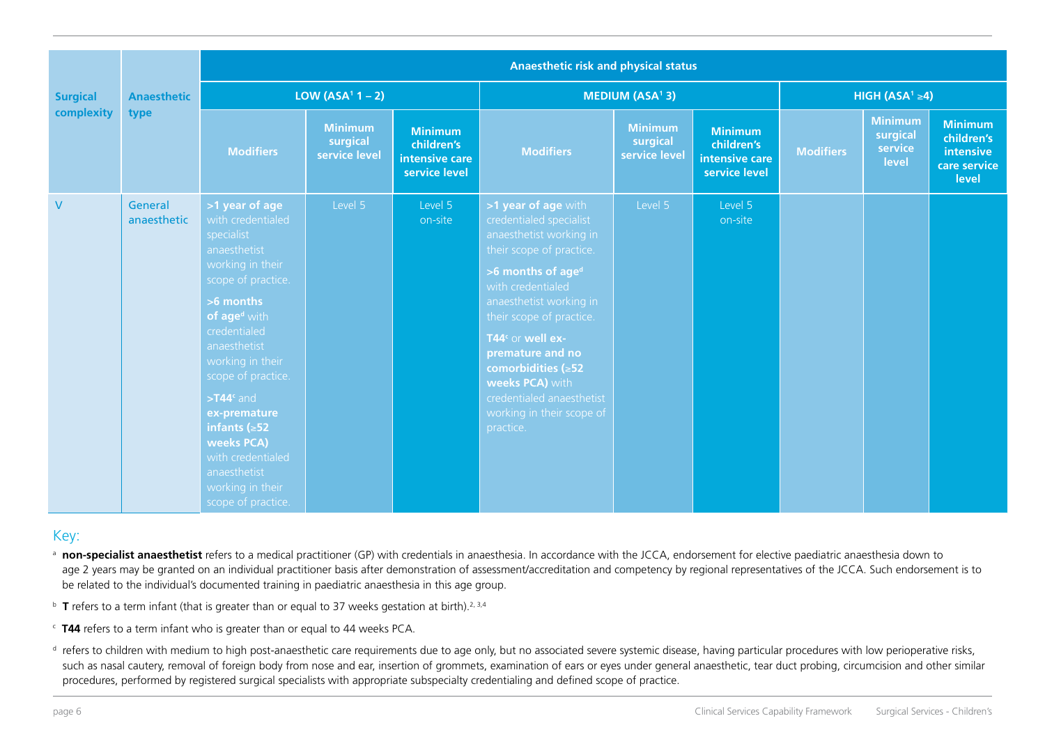| Surgical complexity | Anaesthetic type | Anaesthetic risk and physical status | | | | | | | | |
|---|---|---|---|---|---|---|---|---|---|---|
| | | LOW (ASA[1] 1 – 2) | | | MEDIUM (ASA[1] 3) | | | HIGH (ASA[1] ≥4) | | |
| | | Modifiers | Minimum surgical service level | Minimum children's intensive care service level | Modifiers | Minimum surgical service level | Minimum children's intensive care service level | Modifiers | Minimum surgical service level | Minimum children's intensive care service level |
| V | General anaesthetic | **>1 year of age** with credentialed specialist anaesthetist working in their scope of practice. **>6 months of age**[d] with credentialed anaesthetist working in their scope of practice. **>T44**[c] and **ex-premature infants (≥52 weeks PCA)** with credentialed anaesthetist working in their scope of practice. | Level 5 | Level 5 on-site | **>1 year of age** with credentialed specialist anaesthetist working in their scope of practice. **>6 months of age**[d] with credentialed anaesthetist working in their scope of practice. **T44**[c] or **well ex-premature and no comorbidities (≥52 weeks PCA)** with credentialed anaesthetist working in their scope of practice. | Level 5 | Level 5 on-site | | | |

Key:

[a] **non-specialist anaesthetist** refers to a medical practitioner (GP) with credentials in anaesthesia. In accordance with the JCCA, endorsement for elective paediatric anaesthesia down to age 2 years may be granted on an individual practitioner basis after demonstration of assessment/accreditation and competency by regional representatives of the JCCA. Such endorsement is to be related to the individual's documented training in paediatric anaesthesia in this age group.

[b] **T** refers to a term infant (that is greater than or equal to 37 weeks gestation at birth).[2, 3,4]

[c] **T44** refers to a term infant who is greater than or equal to 44 weeks PCA.

[d] refers to children with medium to high post-anaesthetic care requirements due to age only, but no associated severe systemic disease, having particular procedures with low perioperative risks, such as nasal cautery, removal of foreign body from nose and ear, insertion of grommets, examination of ears or eyes under general anaesthetic, tear duct probing, circumcision and other similar procedures, performed by registered surgical specialists with appropriate subspecialty credentialing and defined scope of practice.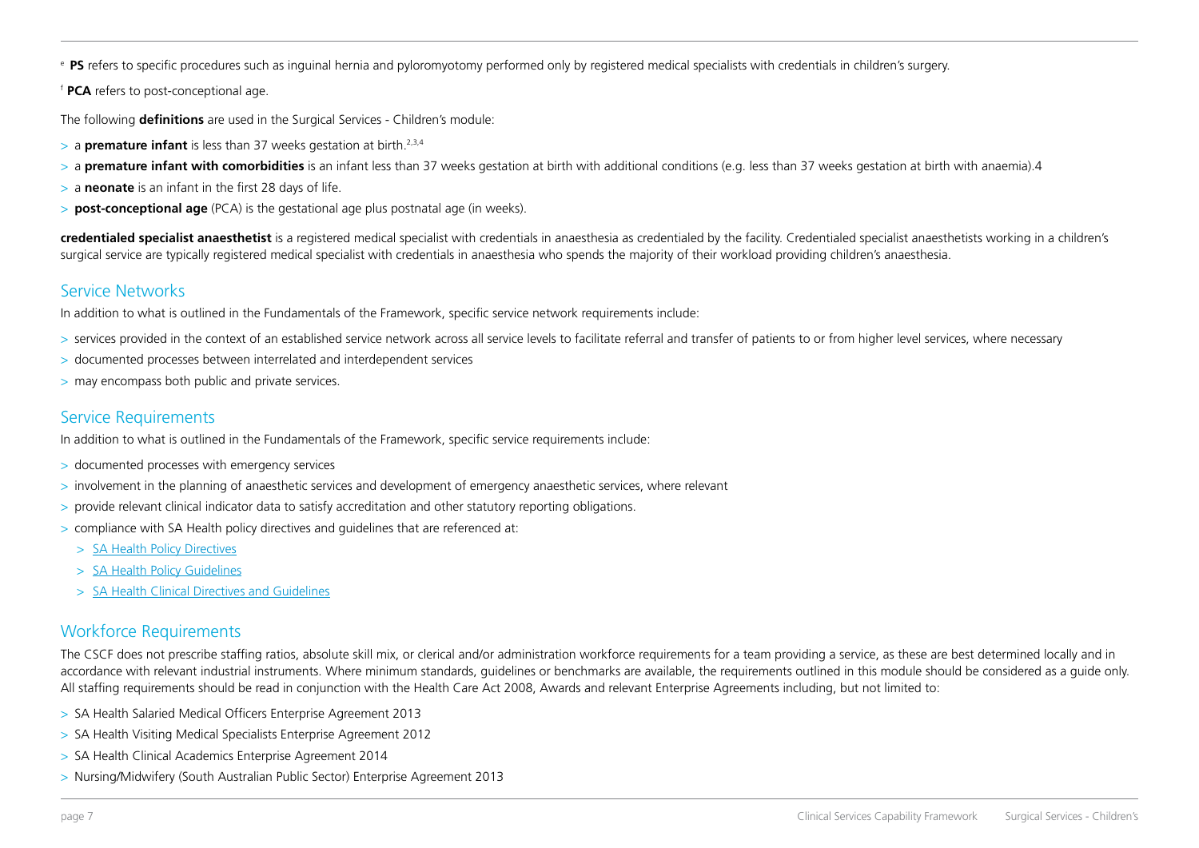[e] **PS** refers to specific procedures such as inguinal hernia and pyloromyotomy performed only by registered medical specialists with credentials in children's surgery.

[f] **PCA** refers to post-conceptional age.

The following **definitions** are used in the Surgical Services - Children's module:

> a **premature infant** is less than 37 weeks gestation at birth.[2,3,4]
> a **premature infant with comorbidities** is an infant less than 37 weeks gestation at birth with additional conditions (e.g. less than 37 weeks gestation at birth with anaemia).4
> a **neonate** is an infant in the first 28 days of life.
> **post-conceptional age** (PCA) is the gestational age plus postnatal age (in weeks).

**credentialed specialist anaesthetist** is a registered medical specialist with credentials in anaesthesia as credentialed by the facility. Credentialed specialist anaesthetists working in a children's surgical service are typically registered medical specialist with credentials in anaesthesia who spends the majority of their workload providing children's anaesthesia.

## Service Networks

In addition to what is outlined in the Fundamentals of the Framework, specific service network requirements include:

> services provided in the context of an established service network across all service levels to facilitate referral and transfer of patients to or from higher level services, where necessary
> documented processes between interrelated and interdependent services
> may encompass both public and private services.

## Service Requirements

In addition to what is outlined in the Fundamentals of the Framework, specific service requirements include:

> documented processes with emergency services
> involvement in the planning of anaesthetic services and development of emergency anaesthetic services, where relevant
> provide relevant clinical indicator data to satisfy accreditation and other statutory reporting obligations.
> compliance with SA Health policy directives and guidelines that are referenced at:
  > SA Health Policy Directives
  > SA Health Policy Guidelines
  > SA Health Clinical Directives and Guidelines

## Workforce Requirements

The CSCF does not prescribe staffing ratios, absolute skill mix, or clerical and/or administration workforce requirements for a team providing a service, as these are best determined locally and in accordance with relevant industrial instruments. Where minimum standards, guidelines or benchmarks are available, the requirements outlined in this module should be considered as a guide only. All staffing requirements should be read in conjunction with the Health Care Act 2008, Awards and relevant Enterprise Agreements including, but not limited to:

> SA Health Salaried Medical Officers Enterprise Agreement 2013
> SA Health Visiting Medical Specialists Enterprise Agreement 2012
> SA Health Clinical Academics Enterprise Agreement 2014
> Nursing/Midwifery (South Australian Public Sector) Enterprise Agreement 2013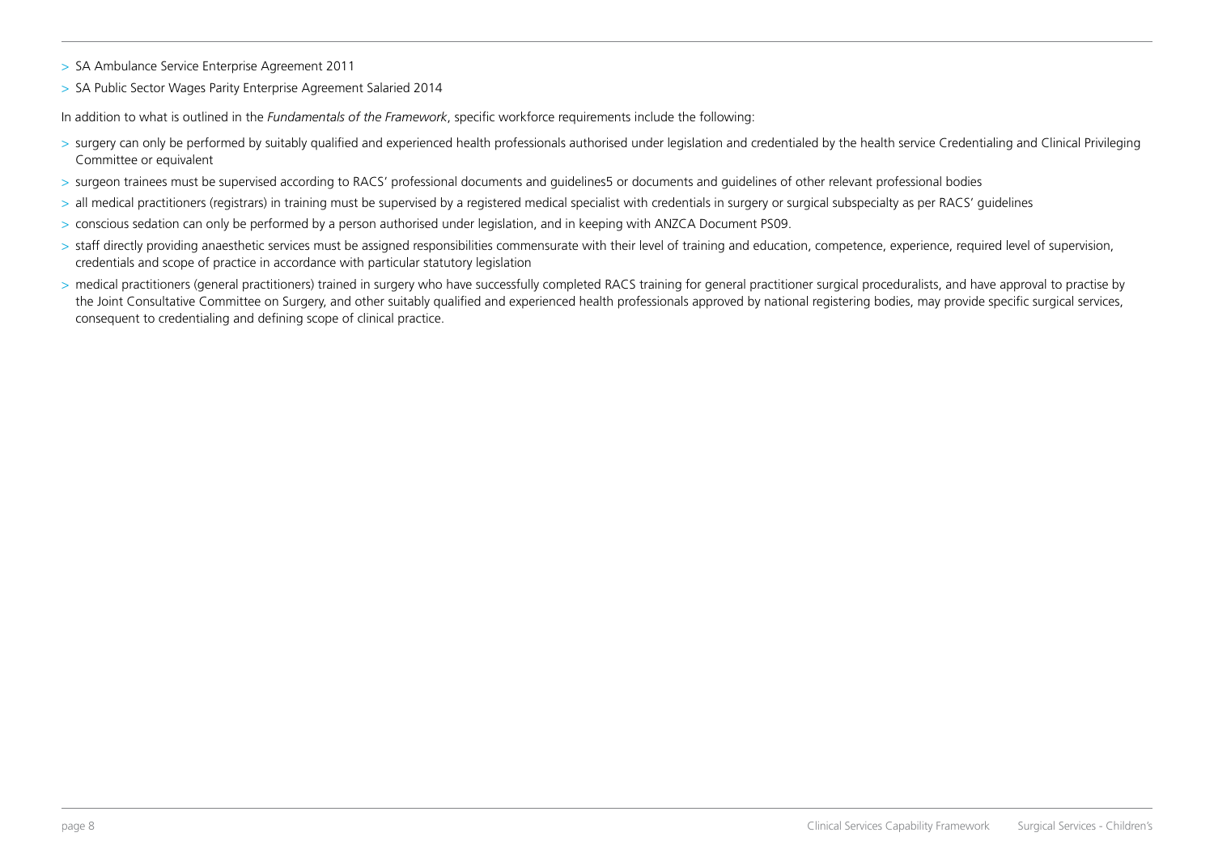- SA Ambulance Service Enterprise Agreement 2011
- SA Public Sector Wages Parity Enterprise Agreement Salaried 2014

In addition to what is outlined in the *Fundamentals of the Framework*, specific workforce requirements include the following:

- surgery can only be performed by suitably qualified and experienced health professionals authorised under legislation and credentialed by the health service Credentialing and Clinical Privileging Committee or equivalent
- surgeon trainees must be supervised according to RACS' professional documents and guidelines[5] or documents and guidelines of other relevant professional bodies
- all medical practitioners (registrars) in training must be supervised by a registered medical specialist with credentials in surgery or surgical subspecialty as per RACS' guidelines
- conscious sedation can only be performed by a person authorised under legislation, and in keeping with ANZCA Document PS09.
- staff directly providing anaesthetic services must be assigned responsibilities commensurate with their level of training and education, competence, experience, required level of supervision, credentials and scope of practice in accordance with particular statutory legislation
- medical practitioners (general practitioners) trained in surgery who have successfully completed RACS training for general practitioner surgical proceduralists, and have approval to practise by the Joint Consultative Committee on Surgery, and other suitably qualified and experienced health professionals approved by national registering bodies, may provide specific surgical services, consequent to credentialing and defining scope of clinical practice.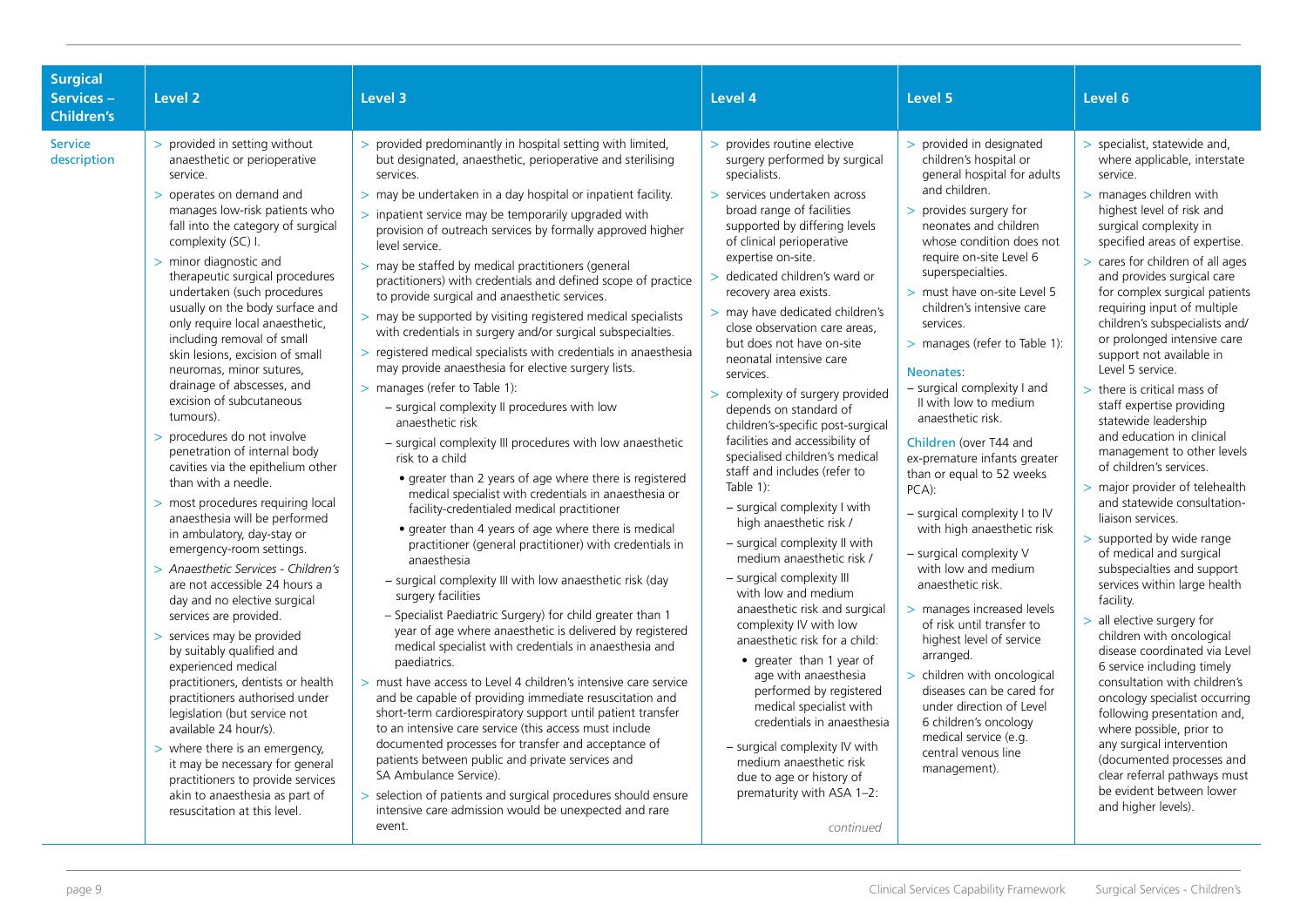| Surgical Services – Children's | Level 2 | Level 3 | Level 4 | Level 5 | Level 6 |
|---|---|---|---|---|---|
| Service description | > provided in setting without anaesthetic or perioperative service.<br>> operates on demand and manages low-risk patients who fall into the category of surgical complexity (SC) I.<br>> minor diagnostic and therapeutic surgical procedures undertaken (such procedures usually on the body surface and only require local anaesthetic, including removal of small skin lesions, excision of small neuromas, minor sutures, drainage of abscesses, and excision of subcutaneous tumours).<br>> procedures do not involve penetration of internal body cavities via the epithelium other than with a needle.<br>> most procedures requiring local anaesthesia will be performed in ambulatory, day-stay or emergency-room settings.<br>> *Anaesthetic Services - Children's* are not accessible 24 hours a day and no elective surgical services are provided.<br>> services may be provided by suitably qualified and experienced medical practitioners, dentists or health practitioners authorised under legislation (but service not available 24 hour/s).<br>> where there is an emergency, it may be necessary for general practitioners to provide services akin to anaesthesia as part of resuscitation at this level. | > provided predominantly in hospital setting with limited, but designated, anaesthetic, perioperative and sterilising services.<br>> may be undertaken in a day hospital or inpatient facility.<br>> inpatient service may be temporarily upgraded with provision of outreach services by formally approved higher level service.<br>> may be staffed by medical practitioners (general practitioners) with credentials and defined scope of practice to provide surgical and anaesthetic services.<br>> may be supported by visiting registered medical specialists with credentials in surgery and/or surgical subspecialties.<br>> registered medical specialists with credentials in anaesthesia may provide anaesthesia for elective surgery lists.<br>> manages (refer to Table 1):<br>– surgical complexity II procedures with low anaesthetic risk<br>– surgical complexity III procedures with low anaesthetic risk to a child<br>• greater than 2 years of age where there is registered medical specialist with credentials in anaesthesia or facility-credentialed medical practitioner<br>• greater than 4 years of age where there is medical practitioner (general practitioner) with credentials in anaesthesia<br>– surgical complexity III with low anaesthetic risk (day surgery facilities<br>– Specialist Paediatric Surgery) for child greater than 1 year of age where anaesthetic is delivered by registered medical specialist with credentials in anaesthesia and paediatrics.<br>> must have access to Level 4 children's intensive care service and be capable of providing immediate resuscitation and short-term cardiorespiratory support until patient transfer to an intensive care service (this access must include documented processes for transfer and acceptance of patients between public and private services and SA Ambulance Service).<br>> selection of patients and surgical procedures should ensure intensive care admission would be unexpected and rare event. | > provides routine elective surgery performed by surgical specialists.<br>> services undertaken across broad range of facilities supported by differing levels of clinical perioperative expertise on-site.<br>> dedicated children's ward or recovery area exists.<br>> may have dedicated children's close observation care areas, but does not have on-site neonatal intensive care services.<br>> complexity of surgery provided depends on standard of children's-specific post-surgical facilities and accessibility of specialised children's medical staff and includes (refer to Table 1):<br>– surgical complexity I with high anaesthetic risk /<br>– surgical complexity II with medium anaesthetic risk /<br>– surgical complexity III with low and medium anaesthetic risk and surgical complexity IV with low anaesthetic risk for a child:<br>• greater than 1 year of age with anaesthesia performed by registered medical specialist with credentials in anaesthesia<br>– surgical complexity IV with medium anaesthetic risk due to age or history of prematurity with ASA 1–2:<br>*continued* | > provided in designated children's hospital or general hospital for adults and children.<br>> provides surgery for neonates and children whose condition does not require on-site Level 6 superspecialties.<br>> must have on-site Level 5 children's intensive care services.<br>> manages (refer to Table 1):<br>Neonates:<br>– surgical complexity I and II with low to medium anaesthetic risk.<br>Children (over T44 and ex-premature infants greater than or equal to 52 weeks PCA):<br>– surgical complexity I to IV with high anaesthetic risk<br>– surgical complexity V with low and medium anaesthetic risk.<br>> manages increased levels of risk until transfer to highest level of service arranged.<br>> children with oncological diseases can be cared for under direction of Level 6 children's oncology medical service (e.g. central venous line management). | > specialist, statewide and, where applicable, interstate service.<br>> manages children with highest level of risk and surgical complexity in specified areas of expertise.<br>> cares for children of all ages and provides surgical care for complex surgical patients requiring input of multiple children's subspecialists and/ or prolonged intensive care support not available in Level 5 service.<br>> there is critical mass of staff expertise providing statewide leadership and education in clinical management to other levels of children's services.<br>> major provider of telehealth and statewide consultation-liaison services.<br>> supported by wide range of medical and surgical subspecialties and support services within large health facility.<br>> all elective surgery for children with oncological disease coordinated via Level 6 service including timely consultation with children's oncology specialist occurring following presentation and, where possible, prior to any surgical intervention (documented processes and clear referral pathways must be evident between lower and higher levels). |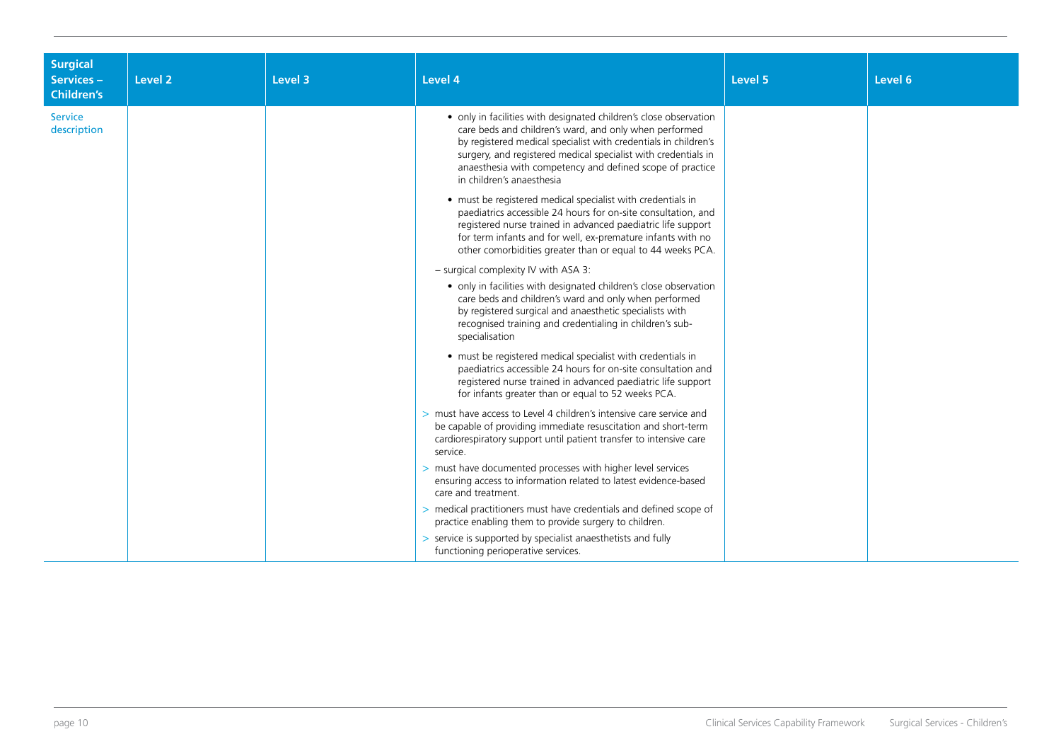| Surgical Services – Children's | Level 2 | Level 3 | Level 4 | Level 5 | Level 6 |
|---|---|---|---|---|---|
| Service description | | | • only in facilities with designated children's close observation care beds and children's ward, and only when performed by registered medical specialist with credentials in children's surgery, and registered medical specialist with credentials in anaesthesia with competency and defined scope of practice in children's anaesthesia<br>• must be registered medical specialist with credentials in paediatrics accessible 24 hours for on-site consultation, and registered nurse trained in advanced paediatric life support for term infants and for well, ex-premature infants with no other comorbidities greater than or equal to 44 weeks PCA.<br>– surgical complexity IV with ASA 3:<br>• only in facilities with designated children's close observation care beds and children's ward and only when performed by registered surgical and anaesthetic specialists with recognised training and credentialing in children's sub-specialisation<br>• must be registered medical specialist with credentials in paediatrics accessible 24 hours for on-site consultation and registered nurse trained in advanced paediatric life support for infants greater than or equal to 52 weeks PCA.<br>> must have access to Level 4 children's intensive care service and be capable of providing immediate resuscitation and short-term cardiorespiratory support until patient transfer to intensive care service.<br>> must have documented processes with higher level services ensuring access to information related to latest evidence-based care and treatment.<br>> medical practitioners must have credentials and defined scope of practice enabling them to provide surgery to children.<br>> service is supported by specialist anaesthetists and fully functioning perioperative services. | | |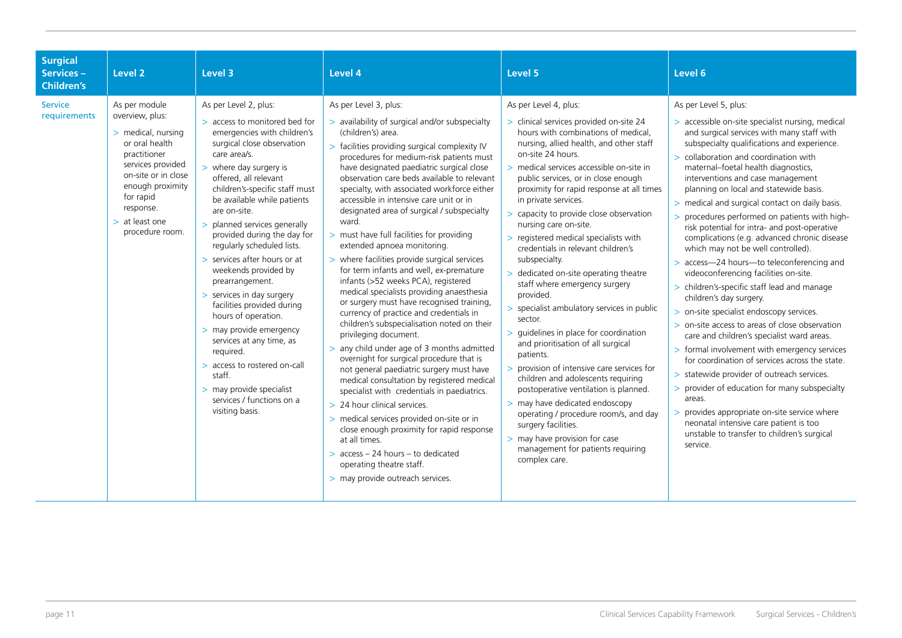| Surgical Services – Children's | Level 2 | Level 3 | Level 4 | Level 5 | Level 6 |
|---|---|---|---|---|---|
| Service requirements | As per module overview, plus:<br>> medical, nursing or oral health practitioner services provided on-site or in close enough proximity for rapid response.<br>> at least one procedure room. | As per Level 2, plus:<br>> access to monitored bed for emergencies with children's surgical close observation care area/s.<br>> where day surgery is offered, all relevant children's-specific staff must be available while patients are on-site.<br>> planned services generally provided during the day for regularly scheduled lists.<br>> services after hours or at weekends provided by prearrangement.<br>> services in day surgery facilities provided during hours of operation.<br>> may provide emergency services at any time, as required.<br>> access to rostered on-call staff.<br>> may provide specialist services / functions on a visiting basis. | As per Level 3, plus:<br>> availability of surgical and/or subspecialty (children's) area.<br>> facilities providing surgical complexity IV procedures for medium-risk patients must have designated paediatric surgical close observation care beds available to relevant specialty, with associated workforce either accessible in intensive care unit or in designated area of surgical / subspecialty ward.<br>> must have full facilities for providing extended apnoea monitoring.<br>> where facilities provide surgical services for term infants and well, ex-premature infants (>52 weeks PCA), registered medical specialists providing anaesthesia or surgery must have recognised training, currency of practice and credentials in children's subspecialisation noted on their privileging document.<br>> any child under age of 3 months admitted overnight for surgical procedure that is not general paediatric surgery must have medical consultation by registered medical specialist with credentials in paediatrics.<br>> 24 hour clinical services.<br>> medical services provided on-site or in close enough proximity for rapid response at all times.<br>> access – 24 hours – to dedicated operating theatre staff.<br>> may provide outreach services. | As per Level 4, plus:<br>> clinical services provided on-site 24 hours with combinations of medical, nursing, allied health, and other staff on-site 24 hours.<br>> medical services accessible on-site in public services, or in close enough proximity for rapid response at all times in private services.<br>> capacity to provide close observation nursing care on-site.<br>> registered medical specialists with credentials in relevant children's subspecialty.<br>> dedicated on-site operating theatre staff where emergency surgery provided.<br>> specialist ambulatory services in public sector.<br>> guidelines in place for coordination and prioritisation of all surgical patients.<br>> provision of intensive care services for children and adolescents requiring postoperative ventilation is planned.<br>> may have dedicated endoscopy operating / procedure room/s, and day surgery facilities.<br>> may have provision for case management for patients requiring complex care. | As per Level 5, plus:<br>> accessible on-site specialist nursing, medical and surgical services with many staff with subspecialty qualifications and experience.<br>> collaboration and coordination with maternal–foetal health diagnostics, interventions and case management planning on local and statewide basis.<br>> medical and surgical contact on daily basis.<br>> procedures performed on patients with high-risk potential for intra- and post-operative complications (e.g. advanced chronic disease which may not be well controlled).<br>> access—24 hours—to teleconferencing and videoconferencing facilities on-site.<br>> children's-specific staff lead and manage children's day surgery.<br>> on-site specialist endoscopy services.<br>> on-site access to areas of close observation care and children's specialist ward areas.<br>> formal involvement with emergency services for coordination of services across the state.<br>> statewide provider of outreach services.<br>> provider of education for many subspecialty areas.<br>> provides appropriate on-site service where neonatal intensive care patient is too unstable to transfer to children's surgical service. |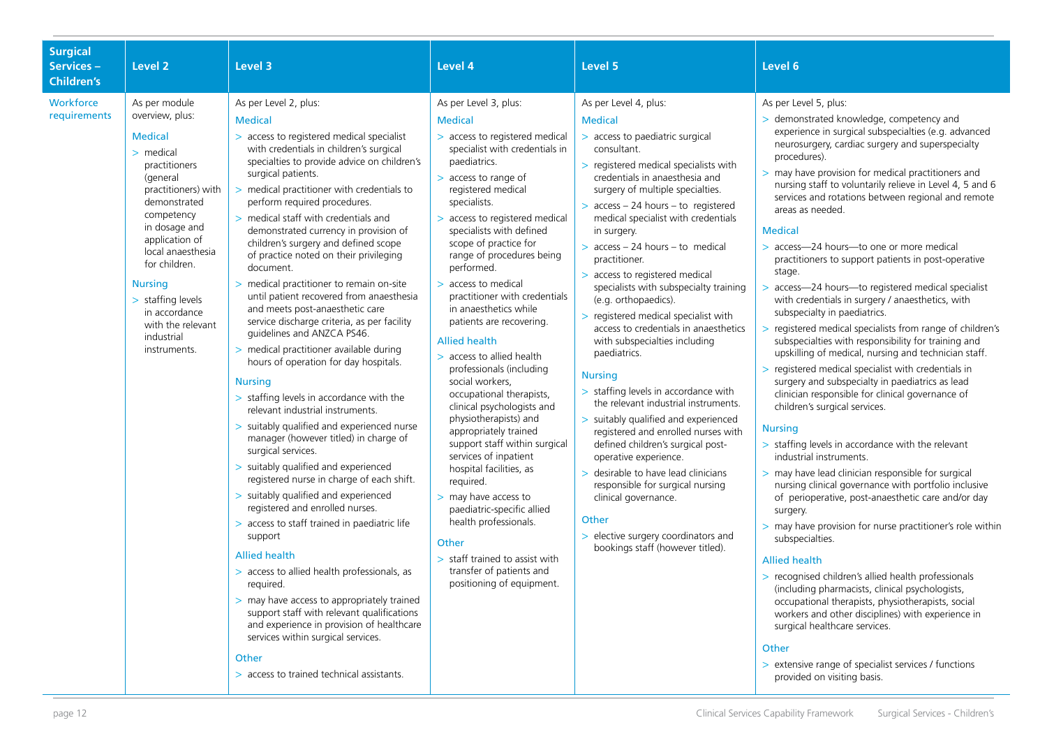| Surgical Services – Children's | Level 2 | Level 3 | Level 4 | Level 5 | Level 6 |
|---|---|---|---|---|---|
| Workforce requirements | As per module overview, plus:<br><br>**Medical**<br>> medical practitioners (general practitioners) with demonstrated competency in dosage and application of local anaesthesia for children.<br><br>**Nursing**<br>> staffing levels in accordance with the relevant industrial instruments. | As per Level 2, plus:<br><br>**Medical**<br>> access to registered medical specialist with credentials in children's surgical specialties to provide advice on children's surgical patients.<br>> medical practitioner with credentials to perform required procedures.<br>> medical staff with credentials and demonstrated currency in provision of children's surgery and defined scope of practice noted on their privileging document.<br>> medical practitioner to remain on-site until patient recovered from anaesthesia and meets post-anaesthetic care service discharge criteria, as per facility guidelines and ANZCA PS46.<br>> medical practitioner available during hours of operation for day hospitals.<br><br>**Nursing**<br>> staffing levels in accordance with the relevant industrial instruments.<br>> suitably qualified and experienced nurse manager (however titled) in charge of surgical services.<br>> suitably qualified and experienced registered nurse in charge of each shift.<br>> suitably qualified and experienced registered and enrolled nurses.<br>> access to staff trained in paediatric life support<br><br>**Allied health**<br>> access to allied health professionals, as required.<br>> may have access to appropriately trained support staff with relevant qualifications and experience in provision of healthcare services within surgical services.<br><br>**Other**<br>> access to trained technical assistants. | As per Level 3, plus:<br><br>**Medical**<br>> access to registered medical specialist with credentials in paediatrics.<br>> access to range of registered medical specialists.<br>> access to registered medical specialists with defined scope of practice for range of procedures being performed.<br>> access to medical practitioner with credentials in anaesthetics while patients are recovering.<br><br>**Allied health**<br>> access to allied health professionals (including social workers, occupational therapists, clinical psychologists and physiotherapists) and appropriately trained support staff within surgical services of inpatient hospital facilities, as required.<br>> may have access to paediatric-specific allied health professionals.<br><br>**Other**<br>> staff trained to assist with transfer of patients and positioning of equipment. | As per Level 4, plus:<br><br>**Medical**<br>> access to paediatric surgical consultant.<br>> registered medical specialists with credentials in anaesthesia and surgery of multiple specialties.<br>> access – 24 hours – to registered medical specialist with credentials in surgery.<br>> access – 24 hours – to medical practitioner.<br>> access to registered medical specialists with subspecialty training (e.g. orthopaedics).<br>> registered medical specialist with access to credentials in anaesthetics with subspecialties including paediatrics.<br><br>**Nursing**<br>> staffing levels in accordance with the relevant industrial instruments.<br>> suitably qualified and experienced registered and enrolled nurses with defined children's surgical post-operative experience.<br>> desirable to have lead clinicians responsible for surgical nursing clinical governance.<br><br>**Other**<br>> elective surgery coordinators and bookings staff (however titled). | As per Level 5, plus:<br>> demonstrated knowledge, competency and experience in surgical subspecialties (e.g. advanced neurosurgery, cardiac surgery and superspecialty procedures).<br>> may have provision for medical practitioners and nursing staff to voluntarily relieve in Level 4, 5 and 6 services and rotations between regional and remote areas as needed.<br><br>**Medical**<br>> access—24 hours—to one or more medical practitioners to support patients in post-operative stage.<br>> access—24 hours—to registered medical specialist with credentials in surgery / anaesthetics, with subspecialty in paediatrics.<br>> registered medical specialists from range of children's subspecialties with responsibility for training and upskilling of medical, nursing and technician staff.<br>> registered medical specialist with credentials in surgery and subspecialty in paediatrics as lead clinician responsible for clinical governance of children's surgical services.<br><br>**Nursing**<br>> staffing levels in accordance with the relevant industrial instruments.<br>> may have lead clinician responsible for surgical nursing clinical governance with portfolio inclusive of perioperative, post-anaesthetic care and/or day surgery.<br>> may have provision for nurse practitioner's role within subspecialties.<br><br>**Allied health**<br>> recognised children's allied health professionals (including pharmacists, clinical psychologists, occupational therapists, physiotherapists, social workers and other disciplines) with experience in surgical healthcare services.<br><br>**Other**<br>> extensive range of specialist services / functions provided on visiting basis. |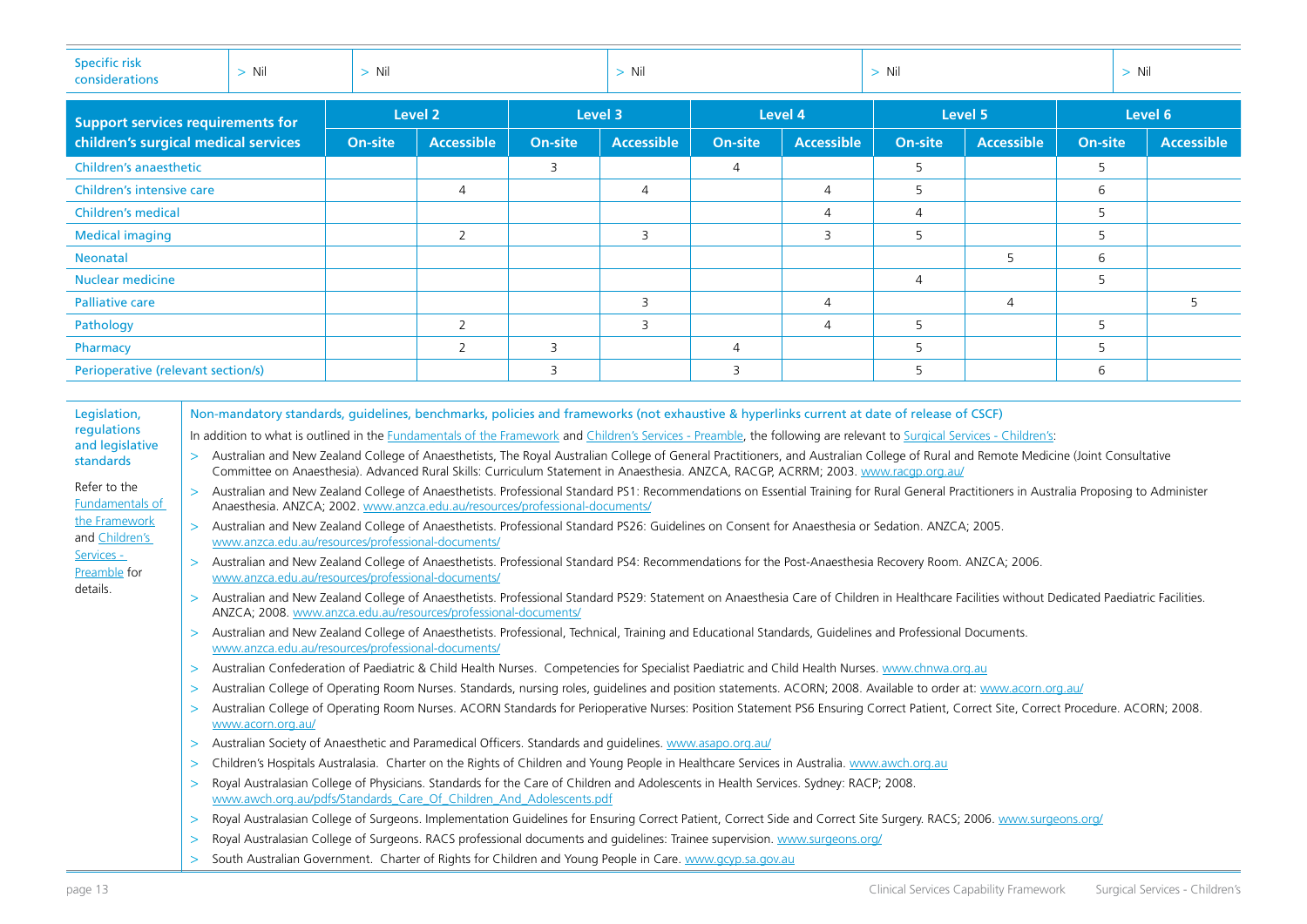| Specific risk considerations | > Nil | > Nil | > Nil | > Nil | > Nil |
|---|---|---|---|---|---|

| Support services requirements for children's surgical medical services | Level 2 | | Level 3 | | Level 4 | | Level 5 | | Level 6 | |
|---|---|---|---|---|---|---|---|---|---|---|
| | On-site | Accessible | On-site | Accessible | On-site | Accessible | On-site | Accessible | On-site | Accessible |
| Children's anaesthetic | | | 3 | | 4 | | 5 | | 5 | |
| Children's intensive care | | 4 | | 4 | | 4 | 5 | | 6 | |
| Children's medical | | | | | | 4 | 4 | | 5 | |
| Medical imaging | | 2 | | 3 | | 3 | 5 | | 5 | |
| Neonatal | | | | | | | | 5 | 6 | |
| Nuclear medicine | | | | | | | 4 | | 5 | |
| Palliative care | | | | 3 | | 4 | | 4 | | 5 |
| Pathology | | 2 | | 3 | | 4 | 5 | | 5 | |
| Pharmacy | | 2 | 3 | | 4 | | 5 | | 5 | |
| Perioperative (relevant section/s) | | | 3 | | 3 | | 5 | | 6 | |

**Legislation, regulations and legislative standards**

Refer to the Fundamentals of the Framework and Children's Services - Preamble for details.

**Non-mandatory standards, guidelines, benchmarks, policies and frameworks (not exhaustive & hyperlinks current at date of release of CSCF)**

In addition to what is outlined in the Fundamentals of the Framework and Children's Services - Preamble, the following are relevant to Surgical Services - Children's:

- Australian and New Zealand College of Anaesthetists, The Royal Australian College of General Practitioners, and Australian College of Rural and Remote Medicine (Joint Consultative Committee on Anaesthesia). Advanced Rural Skills: Curriculum Statement in Anaesthesia. ANZCA, RACGP, ACRRM; 2003. www.racgp.org.au/
- Australian and New Zealand College of Anaesthetists. Professional Standard PS1: Recommendations on Essential Training for Rural General Practitioners in Australia Proposing to Administer Anaesthesia. ANZCA; 2002. www.anzca.edu.au/resources/professional-documents/
- Australian and New Zealand College of Anaesthetists. Professional Standard PS26: Guidelines on Consent for Anaesthesia or Sedation. ANZCA; 2005. www.anzca.edu.au/resources/professional-documents/
- Australian and New Zealand College of Anaesthetists. Professional Standard PS4: Recommendations for the Post-Anaesthesia Recovery Room. ANZCA; 2006. www.anzca.edu.au/resources/professional-documents/
- Australian and New Zealand College of Anaesthetists. Professional Standard PS29: Statement on Anaesthesia Care of Children in Healthcare Facilities without Dedicated Paediatric Facilities. ANZCA; 2008. www.anzca.edu.au/resources/professional-documents/
- Australian and New Zealand College of Anaesthetists. Professional, Technical, Training and Educational Standards, Guidelines and Professional Documents. www.anzca.edu.au/resources/professional-documents/
- Australian Confederation of Paediatric & Child Health Nurses. Competencies for Specialist Paediatric and Child Health Nurses. www.chnwa.org.au
- Australian College of Operating Room Nurses. Standards, nursing roles, guidelines and position statements. ACORN; 2008. Available to order at: www.acorn.org.au/
- Australian College of Operating Room Nurses. ACORN Standards for Perioperative Nurses: Position Statement PS6 Ensuring Correct Patient, Correct Site, Correct Procedure. ACORN; 2008. www.acorn.org.au/
- Australian Society of Anaesthetic and Paramedical Officers. Standards and guidelines. www.asapo.org.au/
- Children's Hospitals Australasia. Charter on the Rights of Children and Young People in Healthcare Services in Australia. www.awch.org.au
- Royal Australasian College of Physicians. Standards for the Care of Children and Adolescents in Health Services. Sydney: RACP; 2008. www.awch.org.au/pdfs/Standards_Care_Of_Children_And_Adolescents.pdf
- Royal Australasian College of Surgeons. Implementation Guidelines for Ensuring Correct Patient, Correct Side and Correct Site Surgery. RACS; 2006. www.surgeons.org/
- Royal Australasian College of Surgeons. RACS professional documents and guidelines: Trainee supervision. www.surgeons.org/
- South Australian Government. Charter of Rights for Children and Young People in Care. www.gcyp.sa.gov.au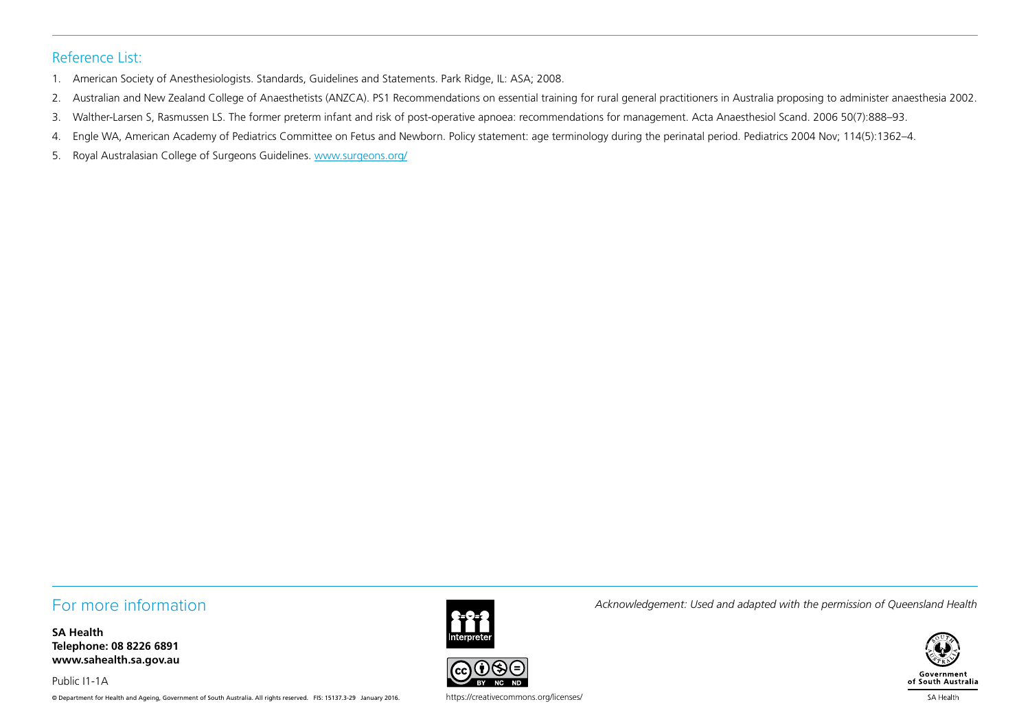## Reference List:

1. American Society of Anesthesiologists. Standards, Guidelines and Statements. Park Ridge, IL: ASA; 2008.
2. Australian and New Zealand College of Anaesthetists (ANZCA). PS1 Recommendations on essential training for rural general practitioners in Australia proposing to administer anaesthesia 2002.
3. Walther-Larsen S, Rasmussen LS. The former preterm infant and risk of post-operative apnoea: recommendations for management. Acta Anaesthesiol Scand. 2006 50(7):888–93.
4. Engle WA, American Academy of Pediatrics Committee on Fetus and Newborn. Policy statement: age terminology during the perinatal period. Pediatrics 2004 Nov; 114(5):1362–4.
5. Royal Australasian College of Surgeons Guidelines. www.surgeons.org/

## For more information

**SA Health**
**Telephone: 08 8226 6891**
**www.sahealth.sa.gov.au**

Public I1-1A

© Department for Health and Ageing, Government of South Australia. All rights reserved. FIS: 15137.3-29 January 2016.

Interpreter

https://creativecommons.org/licenses/

*Acknowledgement: Used and adapted with the permission of Queensland Health*

Government of South Australia

SA Health